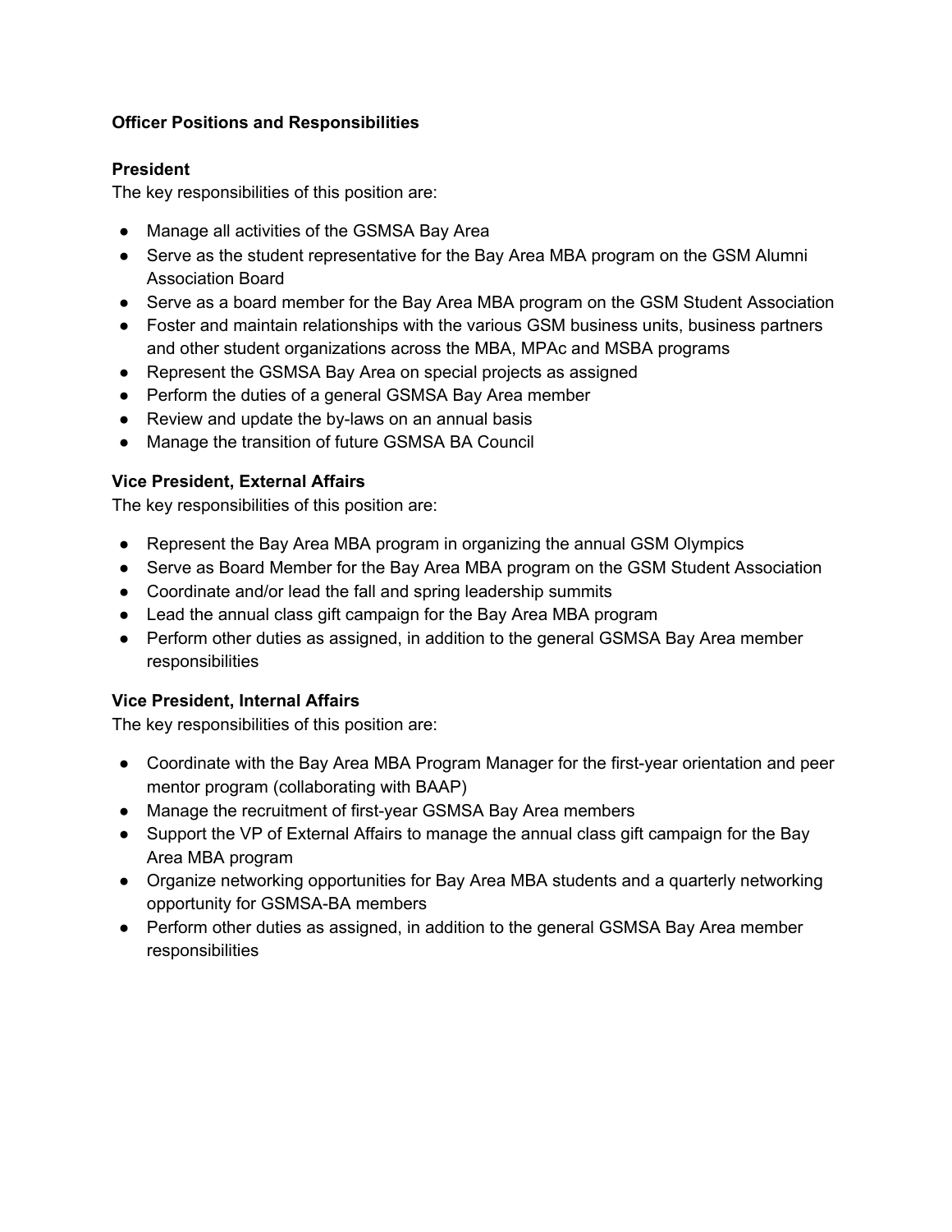**Officer Positions and Responsibilities**

**President**

The key responsibilities of this position are:

- Manage all activities of the GSMSA Bay Area
- Serve as the student representative for the Bay Area MBA program on the GSM Alumni Association Board
- Serve as a board member for the Bay Area MBA program on the GSM Student Association
- Foster and maintain relationships with the various GSM business units, business partners and other student organizations across the MBA, MPAc and MSBA programs
- Represent the GSMSA Bay Area on special projects as assigned
- Perform the duties of a general GSMSA Bay Area member
- Review and update the by-laws on an annual basis
- Manage the transition of future GSMSA BA Council

**Vice President, External Affairs**

The key responsibilities of this position are:

- Represent the Bay Area MBA program in organizing the annual GSM Olympics
- Serve as Board Member for the Bay Area MBA program on the GSM Student Association
- Coordinate and/or lead the fall and spring leadership summits
- Lead the annual class gift campaign for the Bay Area MBA program
- Perform other duties as assigned, in addition to the general GSMSA Bay Area member responsibilities

**Vice President, Internal Affairs**

The key responsibilities of this position are:

- Coordinate with the Bay Area MBA Program Manager for the first-year orientation and peer mentor program (collaborating with BAAP)
- Manage the recruitment of first-year GSMSA Bay Area members
- Support the VP of External Affairs to manage the annual class gift campaign for the Bay Area MBA program
- Organize networking opportunities for Bay Area MBA students and a quarterly networking opportunity for GSMSA-BA members
- Perform other duties as assigned, in addition to the general GSMSA Bay Area member responsibilities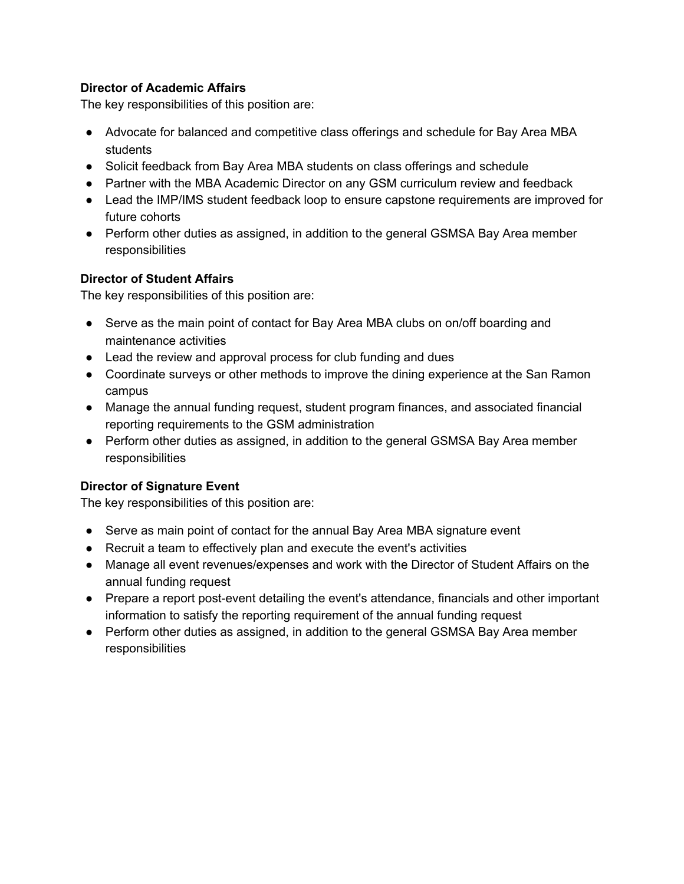**Director of Academic Affairs**
The key responsibilities of this position are:

- Advocate for balanced and competitive class offerings and schedule for Bay Area MBA students
- Solicit feedback from Bay Area MBA students on class offerings and schedule
- Partner with the MBA Academic Director on any GSM curriculum review and feedback
- Lead the IMP/IMS student feedback loop to ensure capstone requirements are improved for future cohorts
- Perform other duties as assigned, in addition to the general GSMSA Bay Area member responsibilities

**Director of Student Affairs**
The key responsibilities of this position are:

- Serve as the main point of contact for Bay Area MBA clubs on on/off boarding and maintenance activities
- Lead the review and approval process for club funding and dues
- Coordinate surveys or other methods to improve the dining experience at the San Ramon campus
- Manage the annual funding request, student program finances, and associated financial reporting requirements to the GSM administration
- Perform other duties as assigned, in addition to the general GSMSA Bay Area member responsibilities

**Director of Signature Event**
The key responsibilities of this position are:

- Serve as main point of contact for the annual Bay Area MBA signature event
- Recruit a team to effectively plan and execute the event's activities
- Manage all event revenues/expenses and work with the Director of Student Affairs on the annual funding request
- Prepare a report post-event detailing the event's attendance, financials and other important information to satisfy the reporting requirement of the annual funding request
- Perform other duties as assigned, in addition to the general GSMSA Bay Area member responsibilities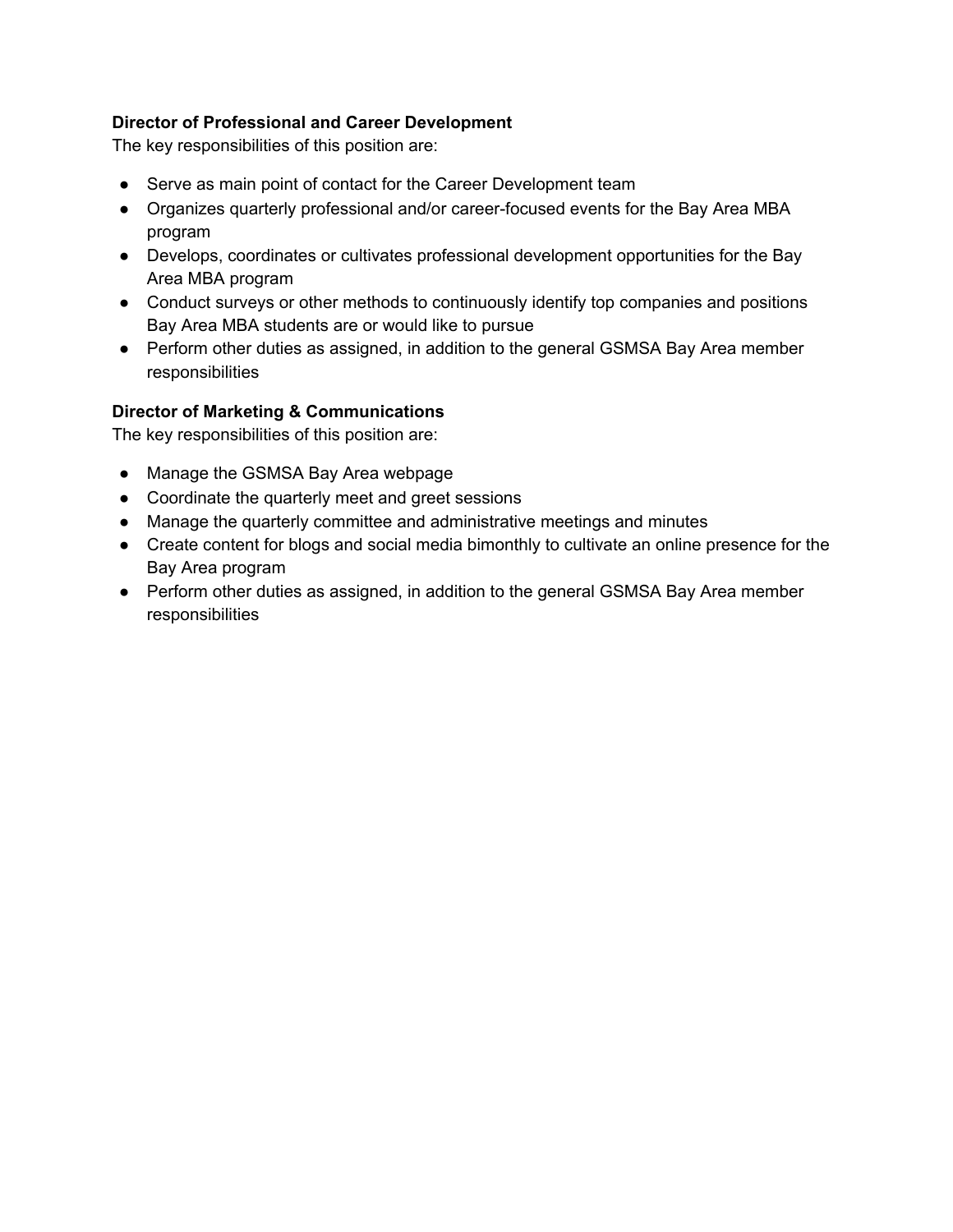**Director of Professional and Career Development**

The key responsibilities of this position are:

- Serve as main point of contact for the Career Development team
- Organizes quarterly professional and/or career-focused events for the Bay Area MBA program
- Develops, coordinates or cultivates professional development opportunities for the Bay Area MBA program
- Conduct surveys or other methods to continuously identify top companies and positions Bay Area MBA students are or would like to pursue
- Perform other duties as assigned, in addition to the general GSMSA Bay Area member responsibilities

**Director of Marketing & Communications**

The key responsibilities of this position are:

- Manage the GSMSA Bay Area webpage
- Coordinate the quarterly meet and greet sessions
- Manage the quarterly committee and administrative meetings and minutes
- Create content for blogs and social media bimonthly to cultivate an online presence for the Bay Area program
- Perform other duties as assigned, in addition to the general GSMSA Bay Area member responsibilities